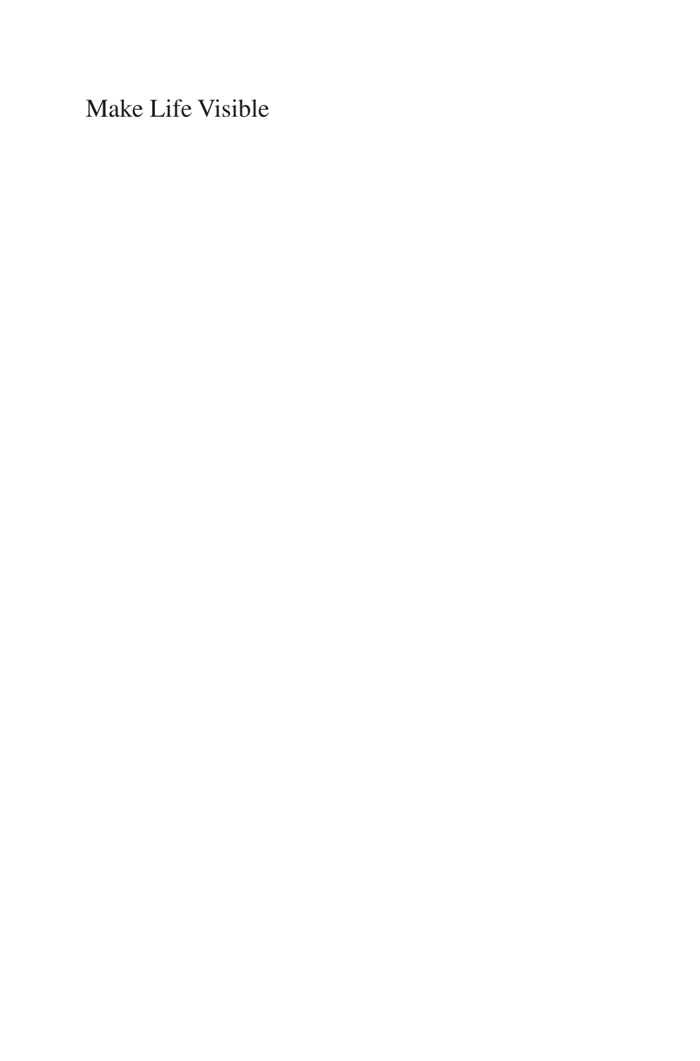Make Life Visible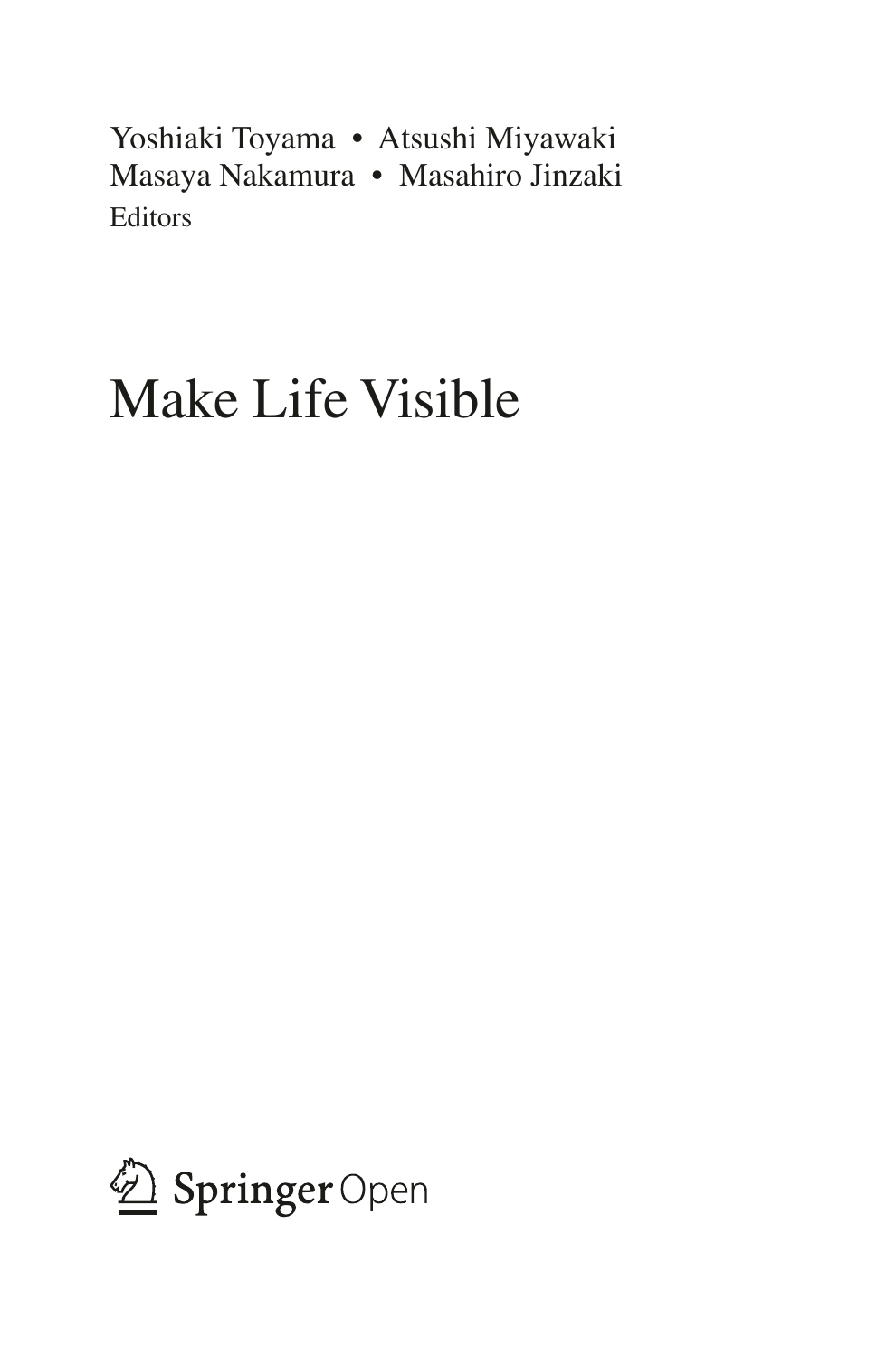Yoshiaki Toyama • Atsushi Miyawaki
Masaya Nakamura • Masahiro Jinzaki
Editors

# Make Life Visible

Springer Open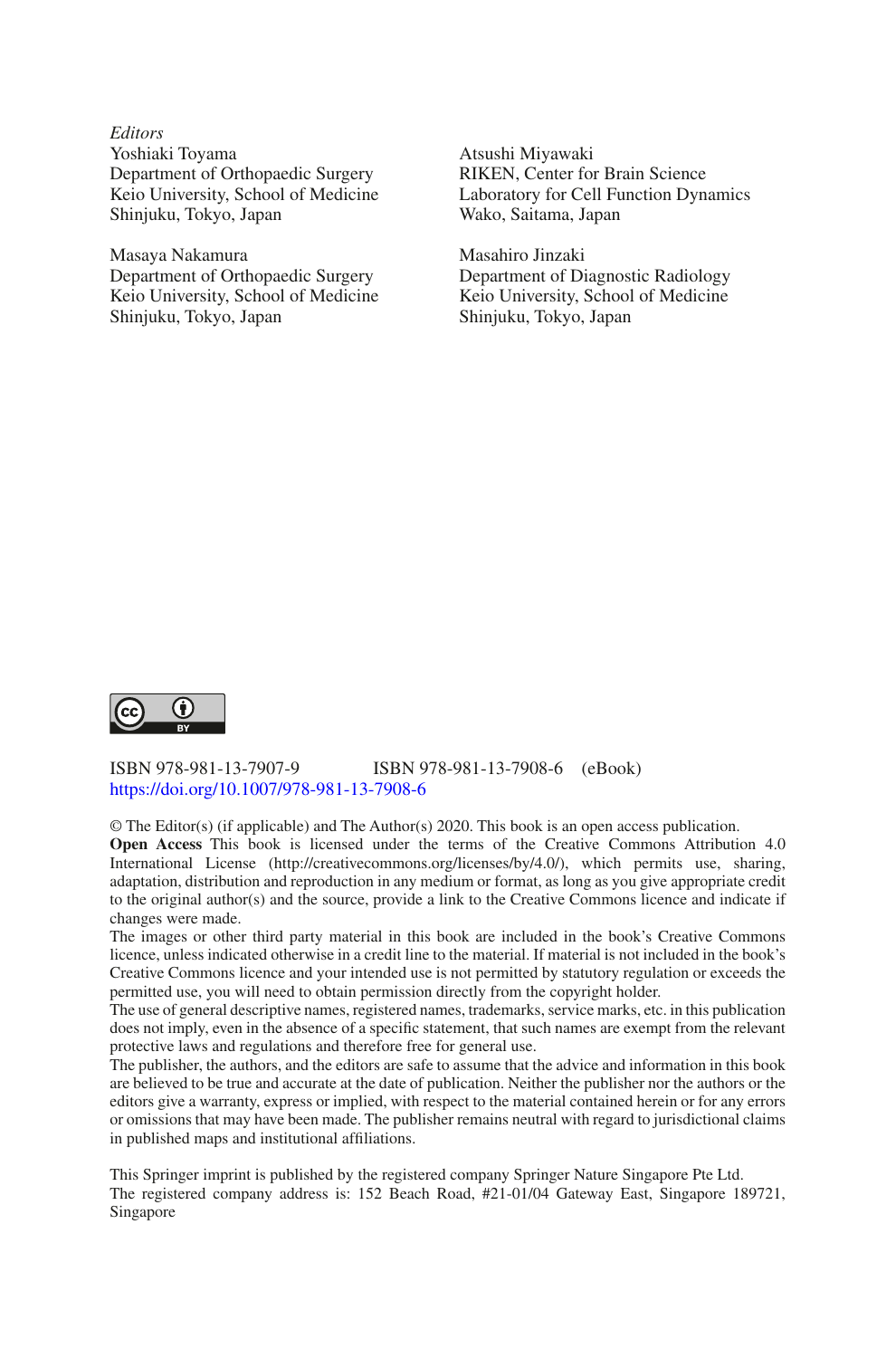*Editors*

Yoshiaki Toyama
Department of Orthopaedic Surgery
Keio University, School of Medicine
Shinjuku, Tokyo, Japan

Masaya Nakamura
Department of Orthopaedic Surgery
Keio University, School of Medicine
Shinjuku, Tokyo, Japan

Atsushi Miyawaki
RIKEN, Center for Brain Science
Laboratory for Cell Function Dynamics
Wako, Saitama, Japan

Masahiro Jinzaki
Department of Diagnostic Radiology
Keio University, School of Medicine
Shinjuku, Tokyo, Japan

ISBN 978-981-13-7907-9 ISBN 978-981-13-7908-6 (eBook)
https://doi.org/10.1007/978-981-13-7908-6

© The Editor(s) (if applicable) and The Author(s) 2020. This book is an open access publication.

**Open Access** This book is licensed under the terms of the Creative Commons Attribution 4.0 International License (http://creativecommons.org/licenses/by/4.0/), which permits use, sharing, adaptation, distribution and reproduction in any medium or format, as long as you give appropriate credit to the original author(s) and the source, provide a link to the Creative Commons licence and indicate if changes were made.

The images or other third party material in this book are included in the book's Creative Commons licence, unless indicated otherwise in a credit line to the material. If material is not included in the book's Creative Commons licence and your intended use is not permitted by statutory regulation or exceeds the permitted use, you will need to obtain permission directly from the copyright holder.

The use of general descriptive names, registered names, trademarks, service marks, etc. in this publication does not imply, even in the absence of a specific statement, that such names are exempt from the relevant protective laws and regulations and therefore free for general use.

The publisher, the authors, and the editors are safe to assume that the advice and information in this book are believed to be true and accurate at the date of publication. Neither the publisher nor the authors or the editors give a warranty, express or implied, with respect to the material contained herein or for any errors or omissions that may have been made. The publisher remains neutral with regard to jurisdictional claims in published maps and institutional affiliations.

This Springer imprint is published by the registered company Springer Nature Singapore Pte Ltd.
The registered company address is: 152 Beach Road, #21-01/04 Gateway East, Singapore 189721, Singapore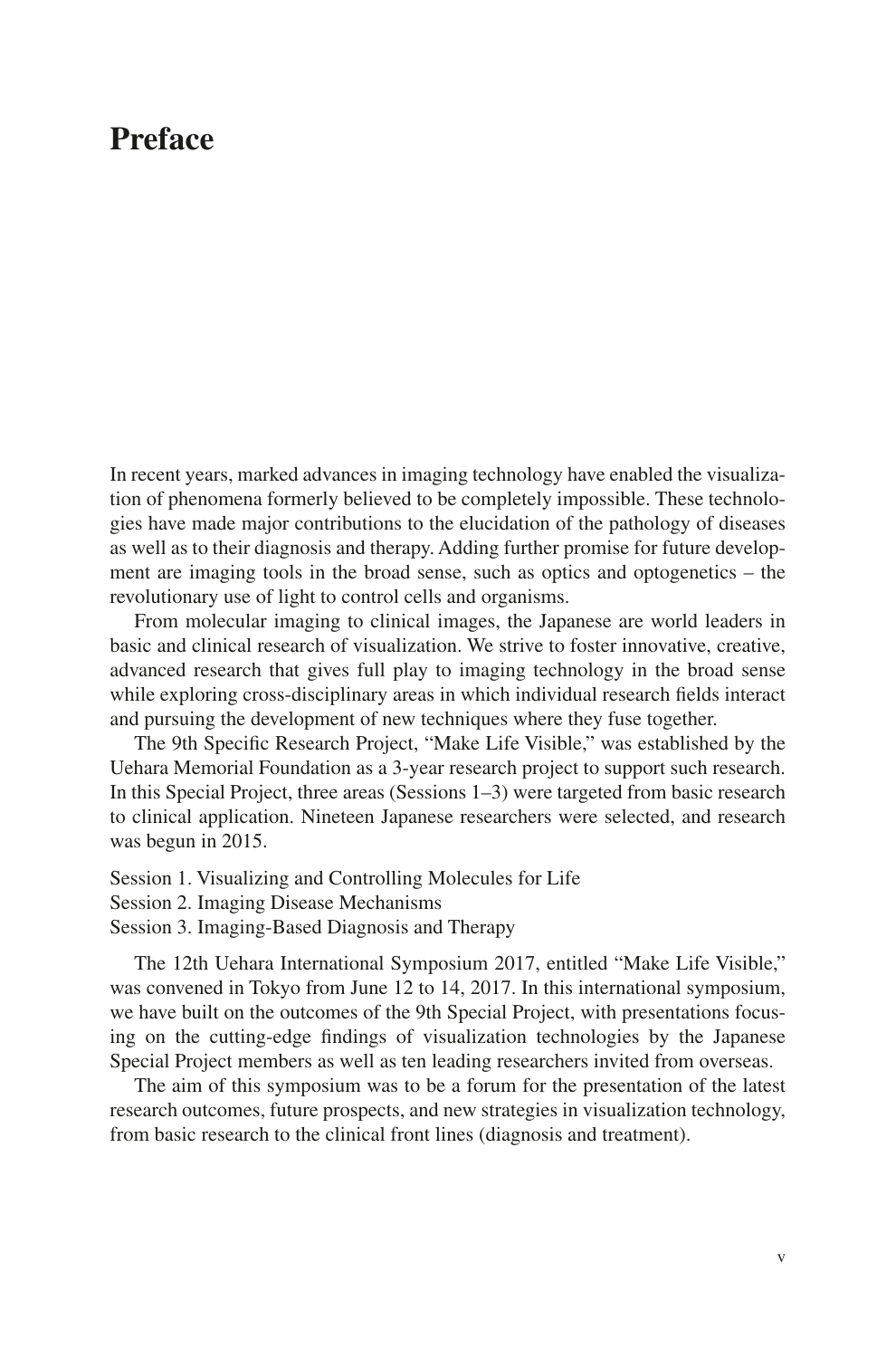# Preface

In recent years, marked advances in imaging technology have enabled the visualization of phenomena formerly believed to be completely impossible. These technologies have made major contributions to the elucidation of the pathology of diseases as well as to their diagnosis and therapy. Adding further promise for future development are imaging tools in the broad sense, such as optics and optogenetics – the revolutionary use of light to control cells and organisms.

From molecular imaging to clinical images, the Japanese are world leaders in basic and clinical research of visualization. We strive to foster innovative, creative, advanced research that gives full play to imaging technology in the broad sense while exploring cross-disciplinary areas in which individual research fields interact and pursuing the development of new techniques where they fuse together.

The 9th Specific Research Project, "Make Life Visible," was established by the Uehara Memorial Foundation as a 3-year research project to support such research. In this Special Project, three areas (Sessions 1–3) were targeted from basic research to clinical application. Nineteen Japanese researchers were selected, and research was begun in 2015.

Session 1. Visualizing and Controlling Molecules for Life
Session 2. Imaging Disease Mechanisms
Session 3. Imaging-Based Diagnosis and Therapy

The 12th Uehara International Symposium 2017, entitled "Make Life Visible," was convened in Tokyo from June 12 to 14, 2017. In this international symposium, we have built on the outcomes of the 9th Special Project, with presentations focusing on the cutting-edge findings of visualization technologies by the Japanese Special Project members as well as ten leading researchers invited from overseas.

The aim of this symposium was to be a forum for the presentation of the latest research outcomes, future prospects, and new strategies in visualization technology, from basic research to the clinical front lines (diagnosis and treatment).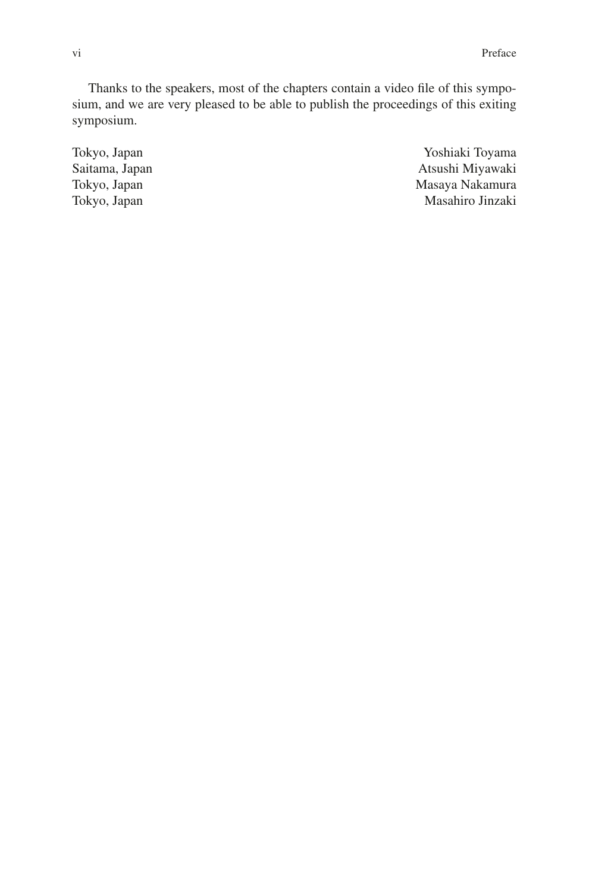Thanks to the speakers, most of the chapters contain a video file of this symposium, and we are very pleased to be able to publish the proceedings of this exiting symposium.

| | |
|---|---|
| Tokyo, Japan | Yoshiaki Toyama |
| Saitama, Japan | Atsushi Miyawaki |
| Tokyo, Japan | Masaya Nakamura |
| Tokyo, Japan | Masahiro Jinzaki |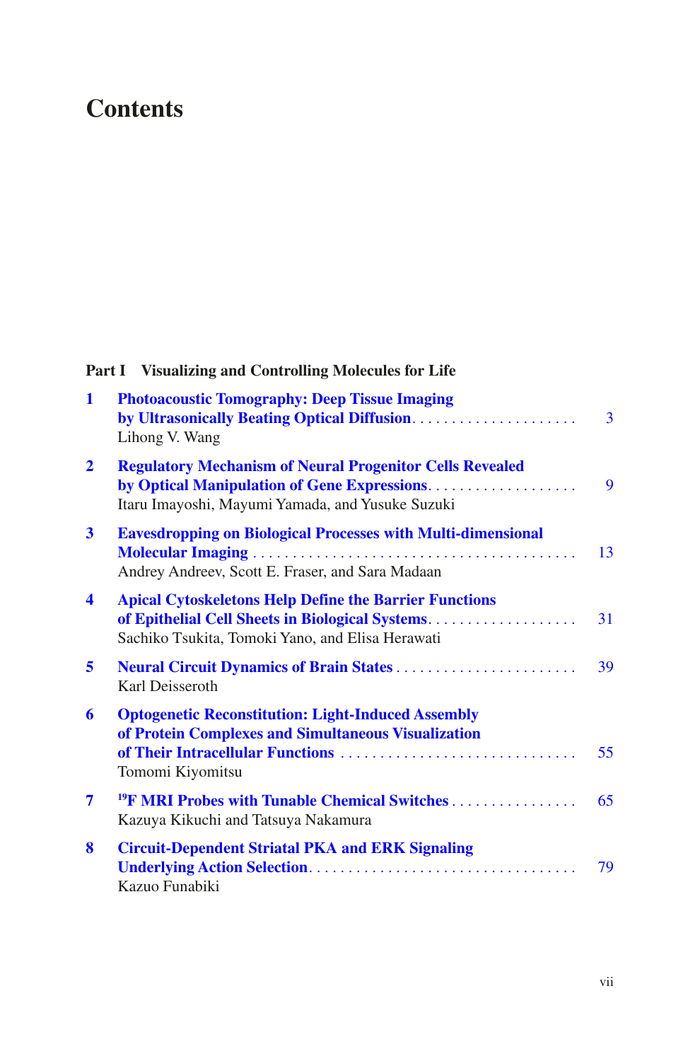# Contents

## Part I Visualizing and Controlling Molecules for Life

**1** **Photoacoustic Tomography: Deep Tissue Imaging by Ultrasonically Beating Optical Diffusion** . . . . . . . . . . . . . . . . . . . . . 3
Lihong V. Wang

**2** **Regulatory Mechanism of Neural Progenitor Cells Revealed by Optical Manipulation of Gene Expressions** . . . . . . . . . . . . . . . . . . . 9
Itaru Imayoshi, Mayumi Yamada, and Yusuke Suzuki

**3** **Eavesdropping on Biological Processes with Multi-dimensional Molecular Imaging** . . . . . . . . . . . . . . . . . . . . . . . . . . . . . . . . . . . . . . . . . 13
Andrey Andreev, Scott E. Fraser, and Sara Madaan

**4** **Apical Cytoskeletons Help Define the Barrier Functions of Epithelial Cell Sheets in Biological Systems** . . . . . . . . . . . . . . . . . . . 31
Sachiko Tsukita, Tomoki Yano, and Elisa Herawati

**5** **Neural Circuit Dynamics of Brain States** . . . . . . . . . . . . . . . . . . . . . . . 39
Karl Deisseroth

**6** **Optogenetic Reconstitution: Light-Induced Assembly of Protein Complexes and Simultaneous Visualization of Their Intracellular Functions** . . . . . . . . . . . . . . . . . . . . . . . . . . . . . . 55
Tomomi Kiyomitsu

**7** **$^{19}$F MRI Probes with Tunable Chemical Switches** . . . . . . . . . . . . . . . . 65
Kazuya Kikuchi and Tatsuya Nakamura

**8** **Circuit-Dependent Striatal PKA and ERK Signaling Underlying Action Selection** . . . . . . . . . . . . . . . . . . . . . . . . . . . . . . . . . . 79
Kazuo Funabiki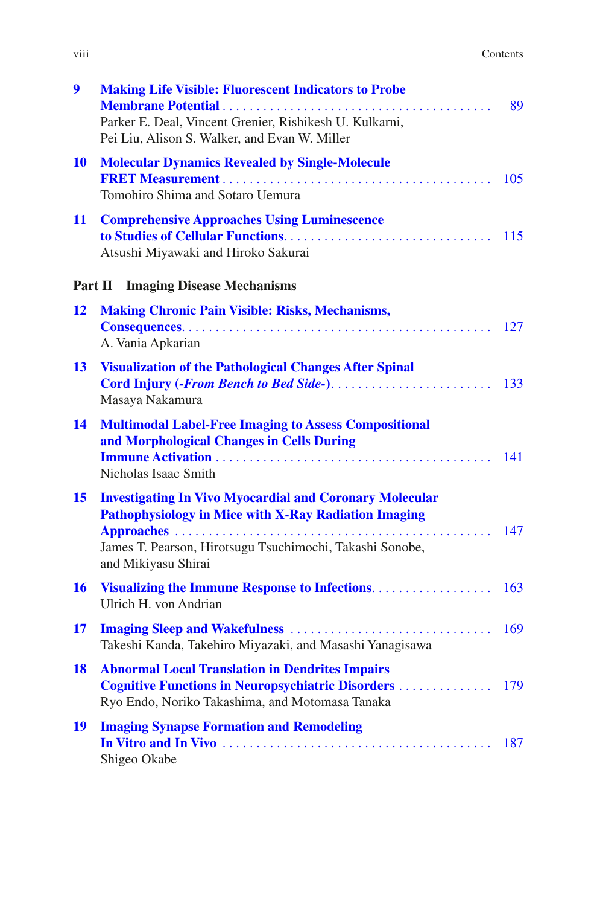**9** **Making Life Visible: Fluorescent Indicators to Probe Membrane Potential** . . . . . . . . . . . . . . . . . . . . . . . . . . . . . . . . . . . . . . . . . 89
Parker E. Deal, Vincent Grenier, Rishikesh U. Kulkarni, Pei Liu, Alison S. Walker, and Evan W. Miller

**10** **Molecular Dynamics Revealed by Single-Molecule FRET Measurement** . . . . . . . . . . . . . . . . . . . . . . . . . . . . . . . . . . . . . . . . 105
Tomohiro Shima and Sotaro Uemura

**11** **Comprehensive Approaches Using Luminescence to Studies of Cellular Functions** . . . . . . . . . . . . . . . . . . . . . . . . . . . . . . . 115
Atsushi Miyawaki and Hiroko Sakurai

## Part II Imaging Disease Mechanisms

**12** **Making Chronic Pain Visible: Risks, Mechanisms, Consequences** . . . . . . . . . . . . . . . . . . . . . . . . . . . . . . . . . . . . . . . . . . . . . 127
A. Vania Apkarian

**13** **Visualization of the Pathological Changes After Spinal Cord Injury (*-From Bench to Bed Side-*)** . . . . . . . . . . . . . . . . . . . . . . . . . 133
Masaya Nakamura

**14** **Multimodal Label-Free Imaging to Assess Compositional and Morphological Changes in Cells During Immune Activation** . . . . . . . . . . . . . . . . . . . . . . . . . . . . . . . . . . . . . . . . . 141
Nicholas Isaac Smith

**15** **Investigating In Vivo Myocardial and Coronary Molecular Pathophysiology in Mice with X-Ray Radiation Imaging Approaches** . . . . . . . . . . . . . . . . . . . . . . . . . . . . . . . . . . . . . . . . . . . . . 147
James T. Pearson, Hirotsugu Tsuchimochi, Takashi Sonobe, and Mikiyasu Shirai

**16** **Visualizing the Immune Response to Infections** . . . . . . . . . . . . . . . . . . 163
Ulrich H. von Andrian

**17** **Imaging Sleep and Wakefulness** . . . . . . . . . . . . . . . . . . . . . . . . . . . . . . . 169
Takeshi Kanda, Takehiro Miyazaki, and Masashi Yanagisawa

**18** **Abnormal Local Translation in Dendrites Impairs Cognitive Functions in Neuropsychiatric Disorders** . . . . . . . . . . . . . . 179
Ryo Endo, Noriko Takashima, and Motomasa Tanaka

**19** **Imaging Synapse Formation and Remodeling In Vitro and In Vivo** . . . . . . . . . . . . . . . . . . . . . . . . . . . . . . . . . . . . . . . 187
Shigeo Okabe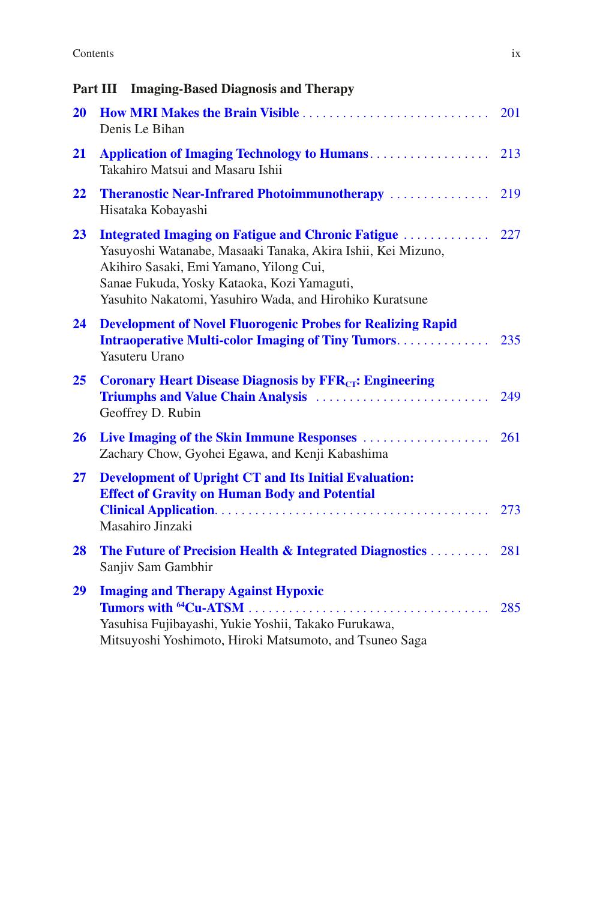## Part III Imaging-Based Diagnosis and Therapy

**20 How MRI Makes the Brain Visible** . . . . . . . . . . . . . . . . . . . . . . . . . . . . 201
Denis Le Bihan

**21 Application of Imaging Technology to Humans** . . . . . . . . . . . . . . . . . . 213
Takahiro Matsui and Masaru Ishii

**22 Theranostic Near-Infrared Photoimmunotherapy** . . . . . . . . . . . . . . . 219
Hisataka Kobayashi

**23 Integrated Imaging on Fatigue and Chronic Fatigue** . . . . . . . . . . . . . 227
Yasuyoshi Watanabe, Masaaki Tanaka, Akira Ishii, Kei Mizuno, Akihiro Sasaki, Emi Yamano, Yilong Cui, Sanae Fukuda, Yosky Kataoka, Kozi Yamaguti, Yasuhito Nakatomi, Yasuhiro Wada, and Hirohiko Kuratsune

**24 Development of Novel Fluorogenic Probes for Realizing Rapid Intraoperative Multi-color Imaging of Tiny Tumors** . . . . . . . . . . . . . . 235
Yasuteru Urano

**25 Coronary Heart Disease Diagnosis by $FFR_{CT}$: Engineering Triumphs and Value Chain Analysis** . . . . . . . . . . . . . . . . . . . . . . . . . . 249
Geoffrey D. Rubin

**26 Live Imaging of the Skin Immune Responses** . . . . . . . . . . . . . . . . . . . 261
Zachary Chow, Gyohei Egawa, and Kenji Kabashima

**27 Development of Upright CT and Its Initial Evaluation: Effect of Gravity on Human Body and Potential Clinical Application** . . . . . . . . . . . . . . . . . . . . . . . . . . . . . . . . . . . . . . . 273
Masahiro Jinzaki

**28 The Future of Precision Health & Integrated Diagnostics** . . . . . . . . . 281
Sanjiv Sam Gambhir

**29 Imaging and Therapy Against Hypoxic Tumors with $^{64}$Cu-ATSM** . . . . . . . . . . . . . . . . . . . . . . . . . . . . . . . . . . . . 285
Yasuhisa Fujibayashi, Yukie Yoshii, Takako Furukawa, Mitsuyoshi Yoshimoto, Hiroki Matsumoto, and Tsuneo Saga